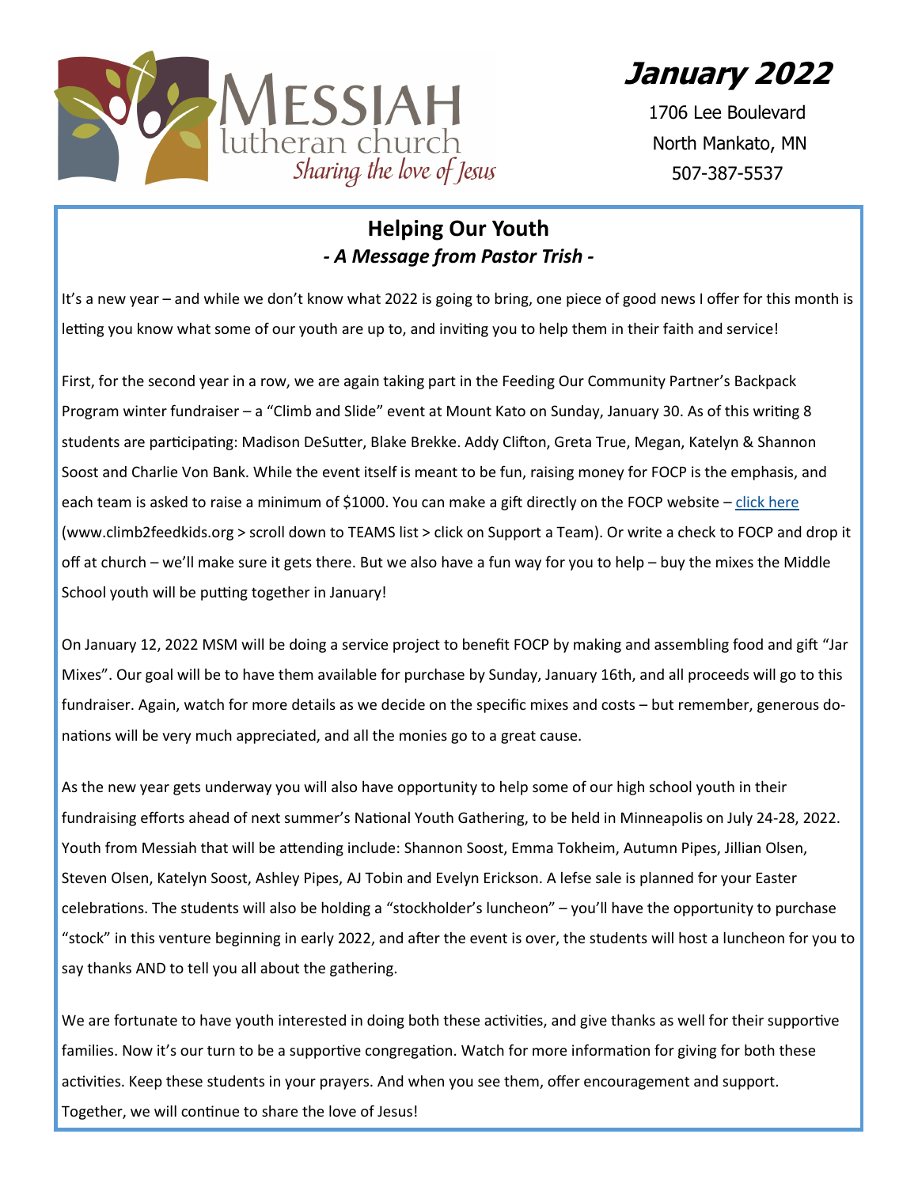MESSIAH lutheran church
*Sharing the love of Jesus*

# *January 2022*

1706 Lee Boulevard
North Mankato, MN
507-387-5537

## Helping Our Youth
### *- A Message from Pastor Trish -*

It's a new year – and while we don't know what 2022 is going to bring, one piece of good news I offer for this month is letting you know what some of our youth are up to, and inviting you to help them in their faith and service!

First, for the second year in a row, we are again taking part in the Feeding Our Community Partner's Backpack Program winter fundraiser – a "Climb and Slide" event at Mount Kato on Sunday, January 30. As of this writing 8 students are participating: Madison DeSutter, Blake Brekke. Addy Clifton, Greta True, Megan, Katelyn & Shannon Soost and Charlie Von Bank. While the event itself is meant to be fun, raising money for FOCP is the emphasis, and each team is asked to raise a minimum of $1000. You can make a gift directly on the FOCP website – click here (www.climb2feedkids.org > scroll down to TEAMS list > click on Support a Team). Or write a check to FOCP and drop it off at church – we'll make sure it gets there. But we also have a fun way for you to help – buy the mixes the Middle School youth will be putting together in January!

On January 12, 2022 MSM will be doing a service project to benefit FOCP by making and assembling food and gift "Jar Mixes". Our goal will be to have them available for purchase by Sunday, January 16th, and all proceeds will go to this fundraiser. Again, watch for more details as we decide on the specific mixes and costs – but remember, generous donations will be very much appreciated, and all the monies go to a great cause.

As the new year gets underway you will also have opportunity to help some of our high school youth in their fundraising efforts ahead of next summer's National Youth Gathering, to be held in Minneapolis on July 24-28, 2022. Youth from Messiah that will be attending include: Shannon Soost, Emma Tokheim, Autumn Pipes, Jillian Olsen, Steven Olsen, Katelyn Soost, Ashley Pipes, AJ Tobin and Evelyn Erickson. A lefse sale is planned for your Easter celebrations. The students will also be holding a "stockholder's luncheon" – you'll have the opportunity to purchase "stock" in this venture beginning in early 2022, and after the event is over, the students will host a luncheon for you to say thanks AND to tell you all about the gathering.

We are fortunate to have youth interested in doing both these activities, and give thanks as well for their supportive families. Now it's our turn to be a supportive congregation. Watch for more information for giving for both these activities. Keep these students in your prayers. And when you see them, offer encouragement and support. Together, we will continue to share the love of Jesus!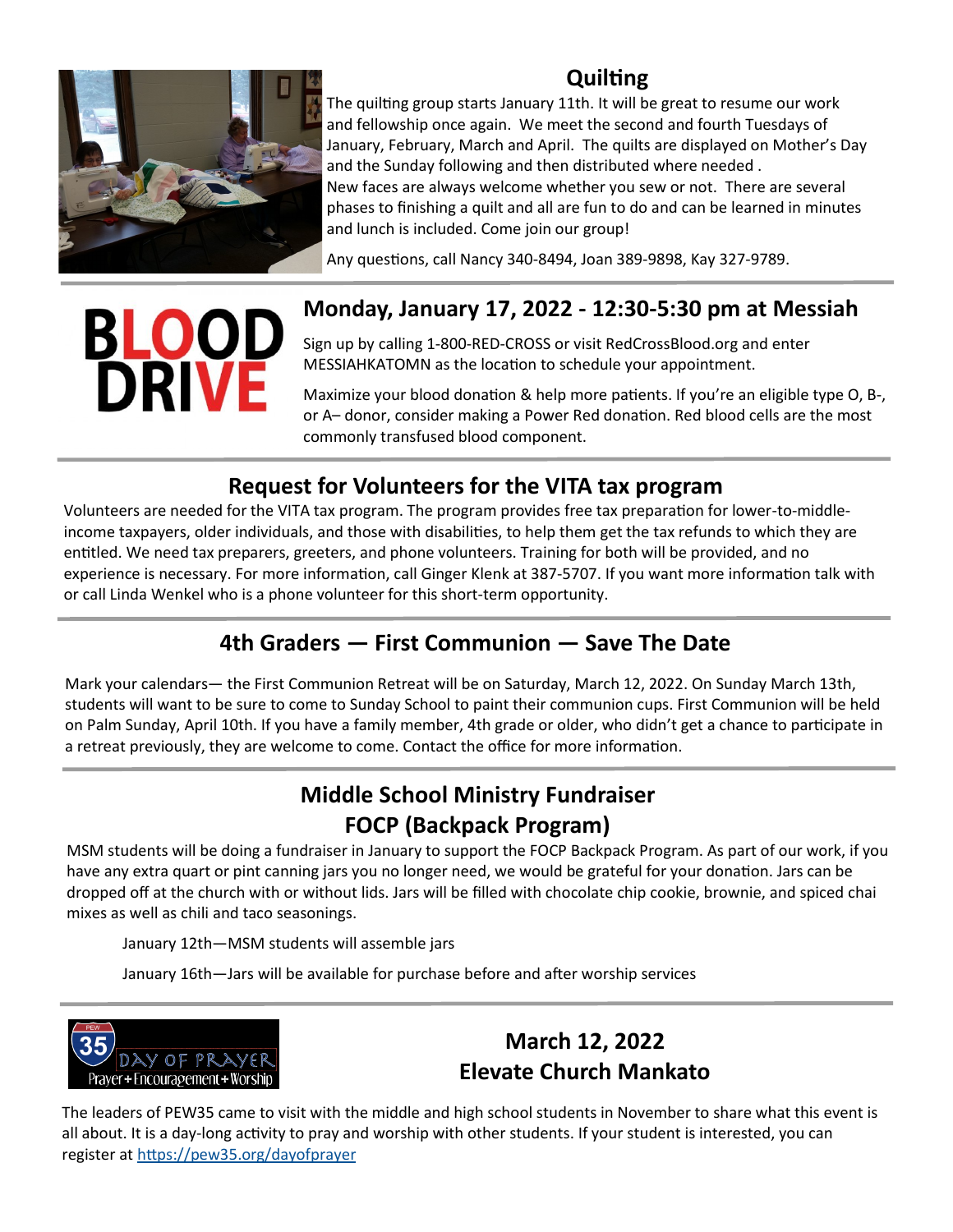## Quilting

The quilting group starts January 11th. It will be great to resume our work and fellowship once again. We meet the second and fourth Tuesdays of January, February, March and April. The quilts are displayed on Mother's Day and the Sunday following and then distributed where needed .

New faces are always welcome whether you sew or not. There are several phases to finishing a quilt and all are fun to do and can be learned in minutes and lunch is included. Come join our group!

Any questions, call Nancy 340-8494, Joan 389-9898, Kay 327-9789.

---

BLOOD DRIVE

## Monday, January 17, 2022 - 12:30-5:30 pm at Messiah

Sign up by calling 1-800-RED-CROSS or visit RedCrossBlood.org and enter MESSIAHKATOMN as the location to schedule your appointment.

Maximize your blood donation & help more patients. If you're an eligible type O, B-, or A– donor, consider making a Power Red donation. Red blood cells are the most commonly transfused blood component.

---

## Request for Volunteers for the VITA tax program

Volunteers are needed for the VITA tax program. The program provides free tax preparation for lower-to-middle-income taxpayers, older individuals, and those with disabilities, to help them get the tax refunds to which they are entitled. We need tax preparers, greeters, and phone volunteers. Training for both will be provided, and no experience is necessary. For more information, call Ginger Klenk at 387-5707. If you want more information talk with or call Linda Wenkel who is a phone volunteer for this short-term opportunity.

---

## 4th Graders — First Communion — Save The Date

Mark your calendars— the First Communion Retreat will be on Saturday, March 12, 2022. On Sunday March 13th, students will want to be sure to come to Sunday School to paint their communion cups. First Communion will be held on Palm Sunday, April 10th. If you have a family member, 4th grade or older, who didn't get a chance to participate in a retreat previously, they are welcome to come. Contact the office for more information.

---

## Middle School Ministry Fundraiser
## FOCP (Backpack Program)

MSM students will be doing a fundraiser in January to support the FOCP Backpack Program. As part of our work, if you have any extra quart or pint canning jars you no longer need, we would be grateful for your donation. Jars can be dropped off at the church with or without lids. Jars will be filled with chocolate chip cookie, brownie, and spiced chai mixes as well as chili and taco seasonings.

January 12th—MSM students will assemble jars

January 16th—Jars will be available for purchase before and after worship services

---

PEW 35 DAY OF PRAYER
Prayer + Encouragement + Worship

## March 12, 2022
## Elevate Church Mankato

The leaders of PEW35 came to visit with the middle and high school students in November to share what this event is all about. It is a day-long activity to pray and worship with other students. If your student is interested, you can register at https://pew35.org/dayofprayer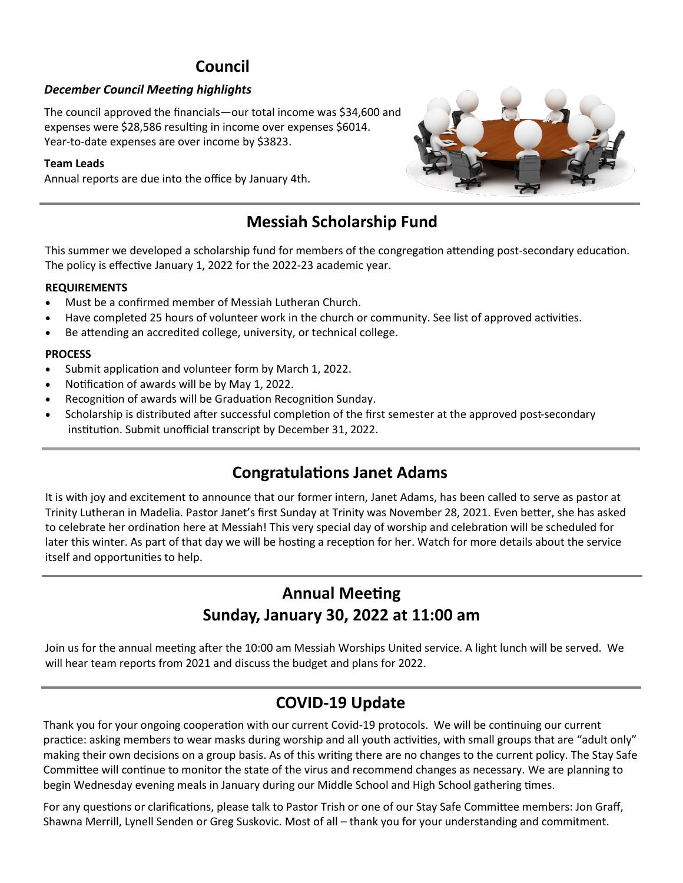## Council

***December Council Meeting highlights***

The council approved the financials—our total income was $34,600 and expenses were $28,586 resulting in income over expenses $6014. Year-to-date expenses are over income by $3823.

**Team Leads**

Annual reports are due into the office by January 4th.

## Messiah Scholarship Fund

This summer we developed a scholarship fund for members of the congregation attending post-secondary education. The policy is effective January 1, 2022 for the 2022-23 academic year.

**REQUIREMENTS**

- Must be a confirmed member of Messiah Lutheran Church.
- Have completed 25 hours of volunteer work in the church or community. See list of approved activities.
- Be attending an accredited college, university, or technical college.

**PROCESS**

- Submit application and volunteer form by March 1, 2022.
- Notification of awards will be by May 1, 2022.
- Recognition of awards will be Graduation Recognition Sunday.
- Scholarship is distributed after successful completion of the first semester at the approved post-secondary institution. Submit unofficial transcript by December 31, 2022.

## Congratulations Janet Adams

It is with joy and excitement to announce that our former intern, Janet Adams, has been called to serve as pastor at Trinity Lutheran in Madelia. Pastor Janet's first Sunday at Trinity was November 28, 2021. Even better, she has asked to celebrate her ordination here at Messiah! This very special day of worship and celebration will be scheduled for later this winter. As part of that day we will be hosting a reception for her. Watch for more details about the service itself and opportunities to help.

## Annual Meeting
## Sunday, January 30, 2022 at 11:00 am

Join us for the annual meeting after the 10:00 am Messiah Worships United service. A light lunch will be served. We will hear team reports from 2021 and discuss the budget and plans for 2022.

## COVID-19 Update

Thank you for your ongoing cooperation with our current Covid-19 protocols. We will be continuing our current practice: asking members to wear masks during worship and all youth activities, with small groups that are "adult only" making their own decisions on a group basis. As of this writing there are no changes to the current policy. The Stay Safe Committee will continue to monitor the state of the virus and recommend changes as necessary. We are planning to begin Wednesday evening meals in January during our Middle School and High School gathering times.

For any questions or clarifications, please talk to Pastor Trish or one of our Stay Safe Committee members: Jon Graff, Shawna Merrill, Lynell Senden or Greg Suskovic. Most of all – thank you for your understanding and commitment.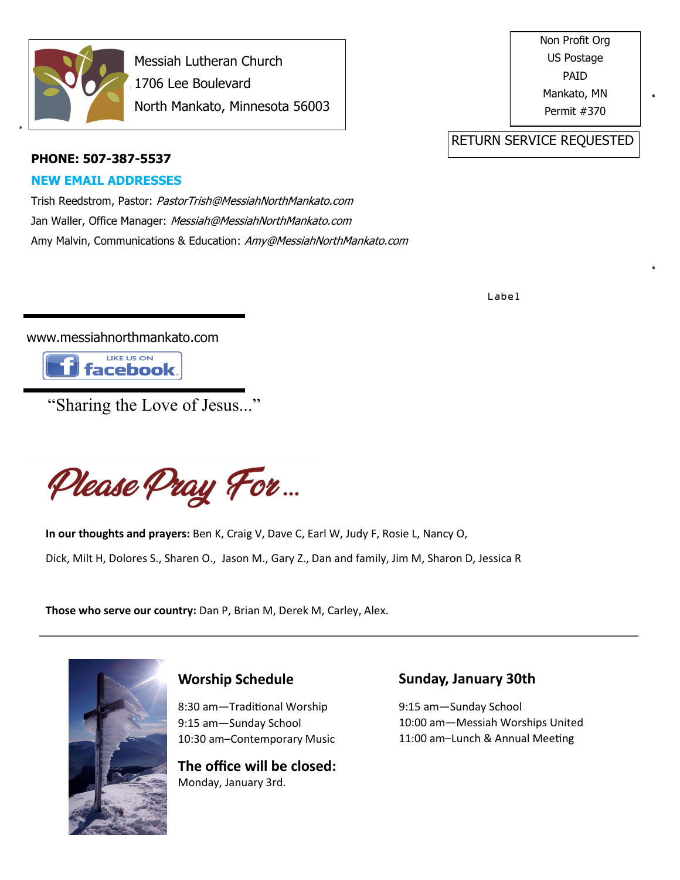Messiah Lutheran Church
1706 Lee Boulevard
North Mankato, Minnesota 56003

Non Profit Org
US Postage
PAID
Mankato, MN
Permit #370

RETURN SERVICE REQUESTED

**PHONE: 507-387-5537**

**NEW EMAIL ADDRESSES**

Trish Reedstrom, Pastor: *PastorTrish@MessiahNorthMankato.com*
Jan Waller, Office Manager: *Messiah@MessiahNorthMankato.com*
Amy Malvin, Communications & Education: *Amy@MessiahNorthMankato.com*

Label

www.messiahnorthmankato.com

LIKE US ON facebook

"Sharing the Love of Jesus..."

# *Please Pray For...*

**In our thoughts and prayers:** Ben K, Craig V, Dave C, Earl W, Judy F, Rosie L, Nancy O, Dick, Milt H, Dolores S., Sharen O., Jason M., Gary Z., Dan and family, Jim M, Sharon D, Jessica R

**Those who serve our country:** Dan P, Brian M, Derek M, Carley, Alex.

## Worship Schedule

8:30 am—Traditional Worship
9:15 am—Sunday School
10:30 am–Contemporary Music

**The office will be closed:**
Monday, January 3rd.

## Sunday, January 30th

9:15 am—Sunday School
10:00 am—Messiah Worships United
11:00 am–Lunch & Annual Meeting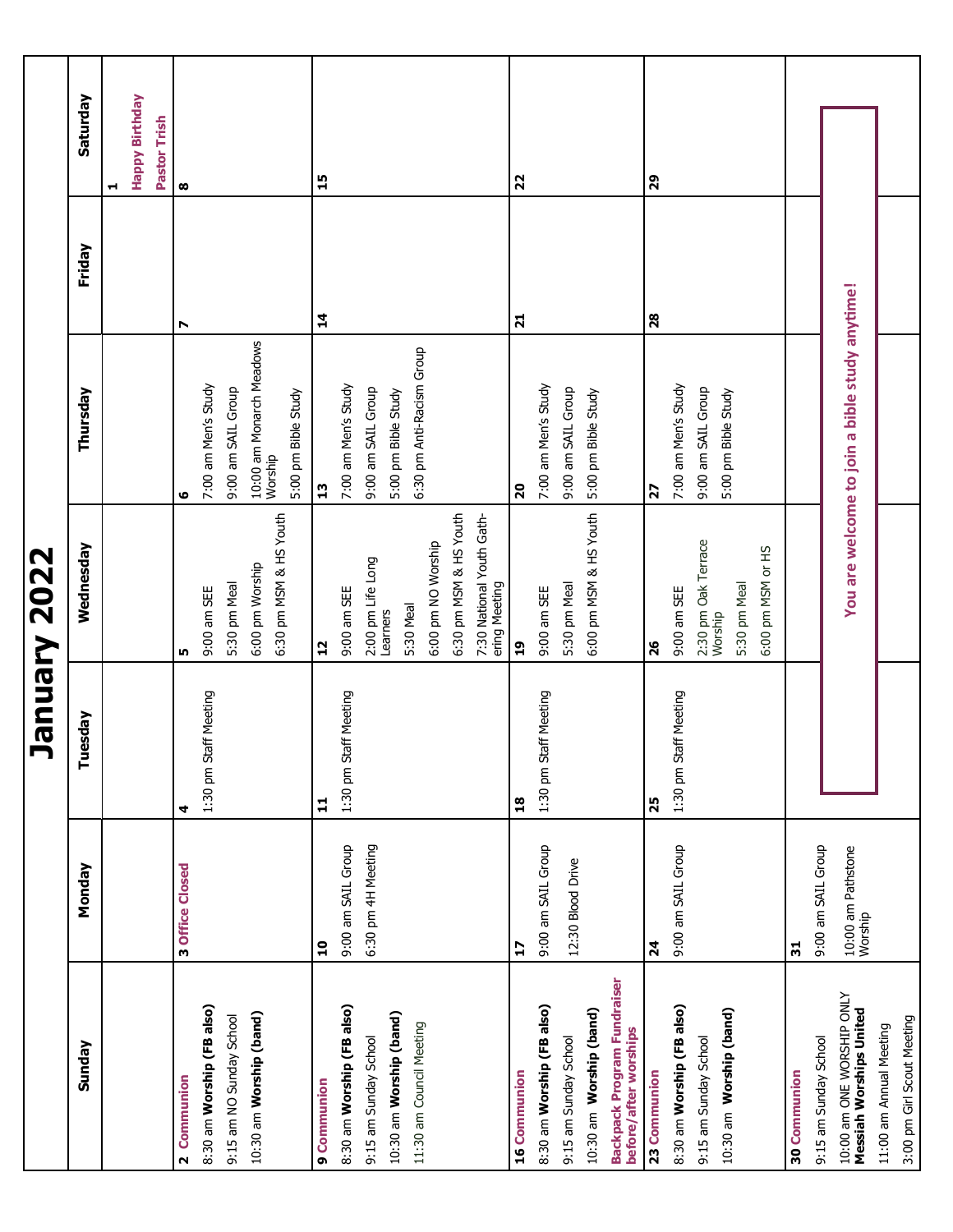# January 2022

| Sunday | Monday | Tuesday | Wednesday | Thursday | Friday | Saturday |
|---|---|---|---|---|---|---|
| | | | | | | 1<br>Happy Birthday Pastor Trish |
| 2 Communion<br>8:30 am **Worship (FB also)**<br>9:15 am NO Sunday School<br>10:30 am **Worship (band)** | 3 Office Closed | 4<br>1:30 pm Staff Meeting | 5<br>9:00 am SEE<br>5:30 pm Meal<br>6:00 pm Worship<br>6:30 pm MSM & HS Youth | 6<br>7:00 am Men's Study<br>9:00 am SAIL Group<br>10:00 am Monarch Meadows Worship<br>5:00 pm Bible Study | 7 | 8 |
| 9 Communion<br>8:30 am **Worship (FB also)**<br>9:15 am Sunday School<br>10:30 am **Worship (band)**<br>11:30 am Council Meeting | 10<br>9:00 am SAIL Group<br>6:30 pm 4H Meeting | 11<br>1:30 pm Staff Meeting | 12<br>9:00 am SEE<br>2:00 pm Life Long Learners<br>5:30 Meal<br>6:00 pm NO Worship<br>6:30 pm MSM & HS Youth<br>7:30 National Youth Gathering Meeting | 13<br>7:00 am Men's Study<br>9:00 am SAIL Group<br>5:00 pm Bible Study<br>6:30 pm Anti-Racism Group | 14 | 15 |
| 16 Communion<br>8:30 am **Worship (FB also)**<br>9:15 am Sunday School<br>10:30 am **Worship (band)**<br>**Backpack Program Fundraiser before/after worships** | 17<br>9:00 am SAIL Group<br>12:30 Blood Drive | 18<br>1:30 pm Staff Meeting | 19<br>9:00 am SEE<br>5:30 pm Meal<br>6:00 pm MSM & HS Youth | 20<br>7:00 am Men's Study<br>9:00 am SAIL Group<br>5:00 pm Bible Study | 21 | 22 |
| 23 Communion<br>8:30 am **Worship (FB also)**<br>9:15 am Sunday School<br>10:30 am **Worship (band)** | 24<br>9:00 am SAIL Group | 25<br>1:30 pm Staff Meeting | 26<br>9:00 am SEE<br>2:30 pm Oak Terrace Worship<br>5:30 pm Meal<br>6:00 pm MSM or HS | 27<br>7:00 am Men's Study<br>9:00 am SAIL Group<br>5:00 pm Bible Study | 28 | 29 |
| 30 Communion<br>9:15 am Sunday School<br>10:00 am ONE WORSHIP ONLY **Messiah Worships United**<br>11:00 am Annual Meeting<br>3:00 pm Girl Scout Meeting | 31<br>9:00 am SAIL Group<br>10:00 am Pathstone Worship | **You are welcome to join a bible study anytime!** | | | | |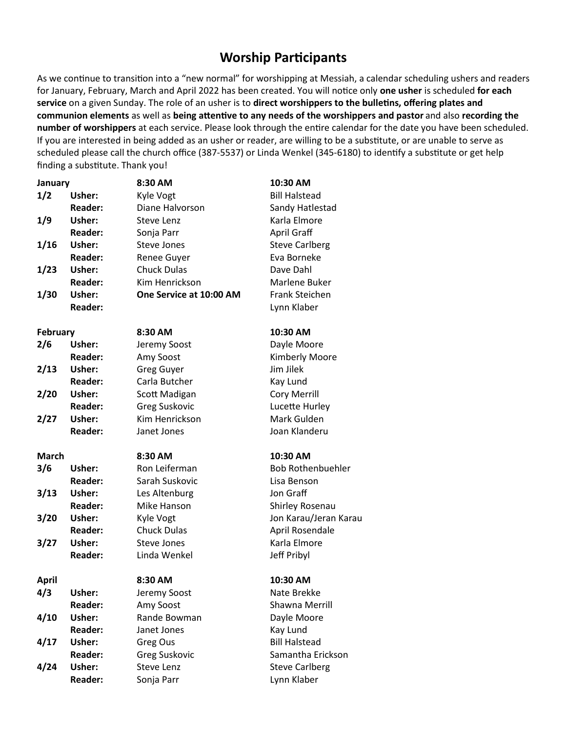# Worship Participants

As we continue to transition into a "new normal" for worshipping at Messiah, a calendar scheduling ushers and readers for January, February, March and April 2022 has been created. You will notice only **one usher** is scheduled **for each service** on a given Sunday. The role of an usher is to **direct worshippers to the bulletins, offering plates and communion elements** as well as **being attentive to any needs of the worshippers and pastor** and also **recording the number of worshippers** at each service. Please look through the entire calendar for the date you have been scheduled. If you are interested in being added as an usher or reader, are willing to be a substitute, or are unable to serve as scheduled please call the church office (387-5537) or Linda Wenkel (345-6180) to identify a substitute or get help finding a substitute. Thank you!

| **January** | | **8:30 AM** | **10:30 AM** |
|---|---|---|---|
| **1/2** | **Usher:** | Kyle Vogt | Bill Halstead |
| | **Reader:** | Diane Halvorson | Sandy Hatlestad |
| **1/9** | **Usher:** | Steve Lenz | Karla Elmore |
| | **Reader:** | Sonja Parr | April Graff |
| **1/16** | **Usher:** | Steve Jones | Steve Carlberg |
| | **Reader:** | Renee Guyer | Eva Borneke |
| **1/23** | **Usher:** | Chuck Dulas | Dave Dahl |
| | **Reader:** | Kim Henrickson | Marlene Buker |
| **1/30** | **Usher:** | **One Service at 10:00 AM** | Frank Steichen |
| | **Reader:** | | Lynn Klaber |

| **February** | | **8:30 AM** | **10:30 AM** |
|---|---|---|---|
| **2/6** | **Usher:** | Jeremy Soost | Dayle Moore |
| | **Reader:** | Amy Soost | Kimberly Moore |
| **2/13** | **Usher:** | Greg Guyer | Jim Jilek |
| | **Reader:** | Carla Butcher | Kay Lund |
| **2/20** | **Usher:** | Scott Madigan | Cory Merrill |
| | **Reader:** | Greg Suskovic | Lucette Hurley |
| **2/27** | **Usher:** | Kim Henrickson | Mark Gulden |
| | **Reader:** | Janet Jones | Joan Klanderu |

| **March** | | **8:30 AM** | **10:30 AM** |
|---|---|---|---|
| **3/6** | **Usher:** | Ron Leiferman | Bob Rothenbuehler |
| | **Reader:** | Sarah Suskovic | Lisa Benson |
| **3/13** | **Usher:** | Les Altenburg | Jon Graff |
| | **Reader:** | Mike Hanson | Shirley Rosenau |
| **3/20** | **Usher:** | Kyle Vogt | Jon Karau/Jeran Karau |
| | **Reader:** | Chuck Dulas | April Rosendale |
| **3/27** | **Usher:** | Steve Jones | Karla Elmore |
| | **Reader:** | Linda Wenkel | Jeff Pribyl |

| **April** | | **8:30 AM** | **10:30 AM** |
|---|---|---|---|
| **4/3** | **Usher:** | Jeremy Soost | Nate Brekke |
| | **Reader:** | Amy Soost | Shawna Merrill |
| **4/10** | **Usher:** | Rande Bowman | Dayle Moore |
| | **Reader:** | Janet Jones | Kay Lund |
| **4/17** | **Usher:** | Greg Ous | Bill Halstead |
| | **Reader:** | Greg Suskovic | Samantha Erickson |
| **4/24** | **Usher:** | Steve Lenz | Steve Carlberg |
| | **Reader:** | Sonja Parr | Lynn Klaber |